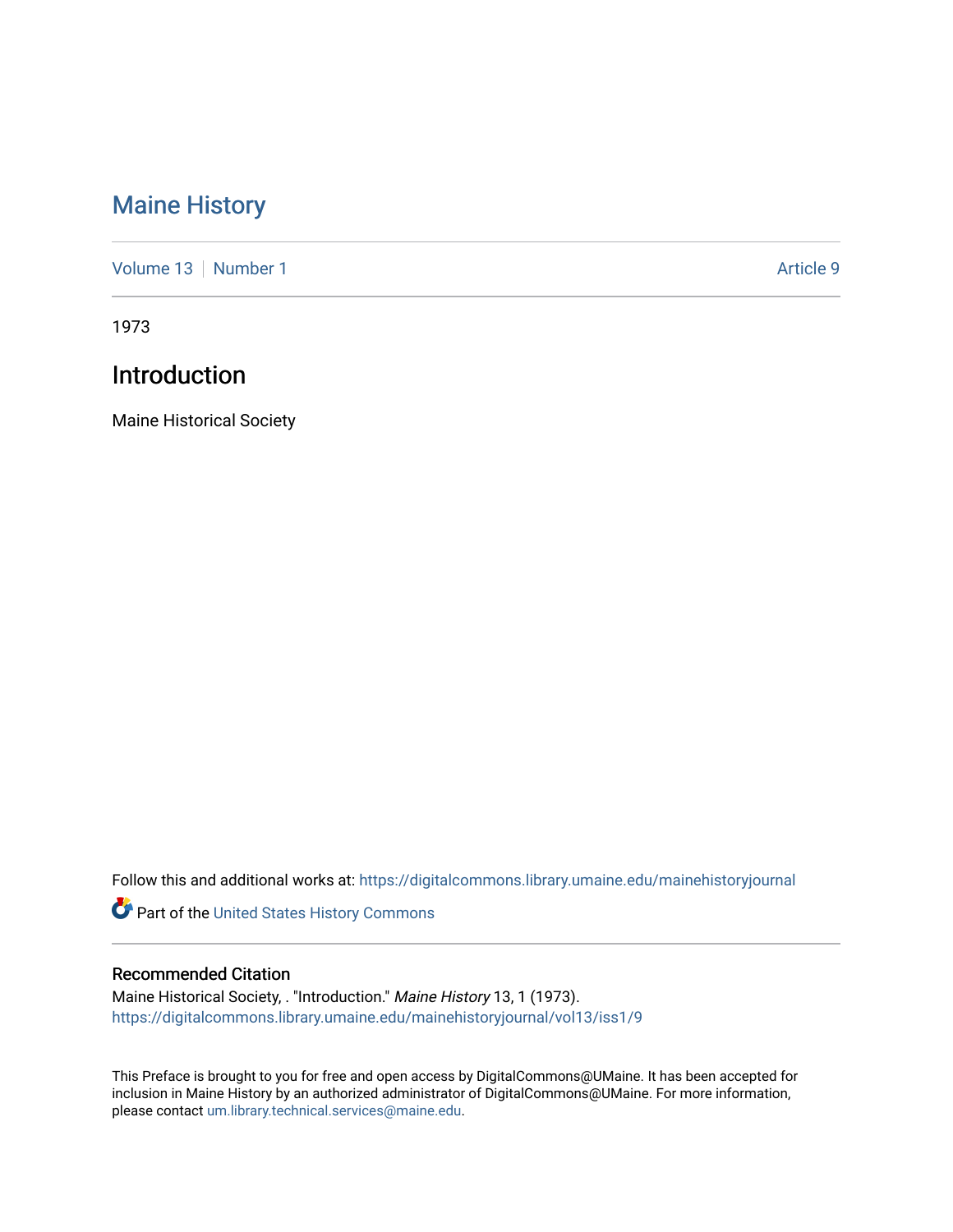# Maine History

Volume 13 | Number 1 Article 9

1973

## Introduction

Maine Historical Society

Follow this and additional works at: https://digitalcommons.library.umaine.edu/mainehistoryjournal

Part of the United States History Commons

### Recommended Citation

Maine Historical Society, . "Introduction." *Maine History* 13, 1 (1973).
https://digitalcommons.library.umaine.edu/mainehistoryjournal/vol13/iss1/9

This Preface is brought to you for free and open access by DigitalCommons@UMaine. It has been accepted for inclusion in Maine History by an authorized administrator of DigitalCommons@UMaine. For more information, please contact um.library.technical.services@maine.edu.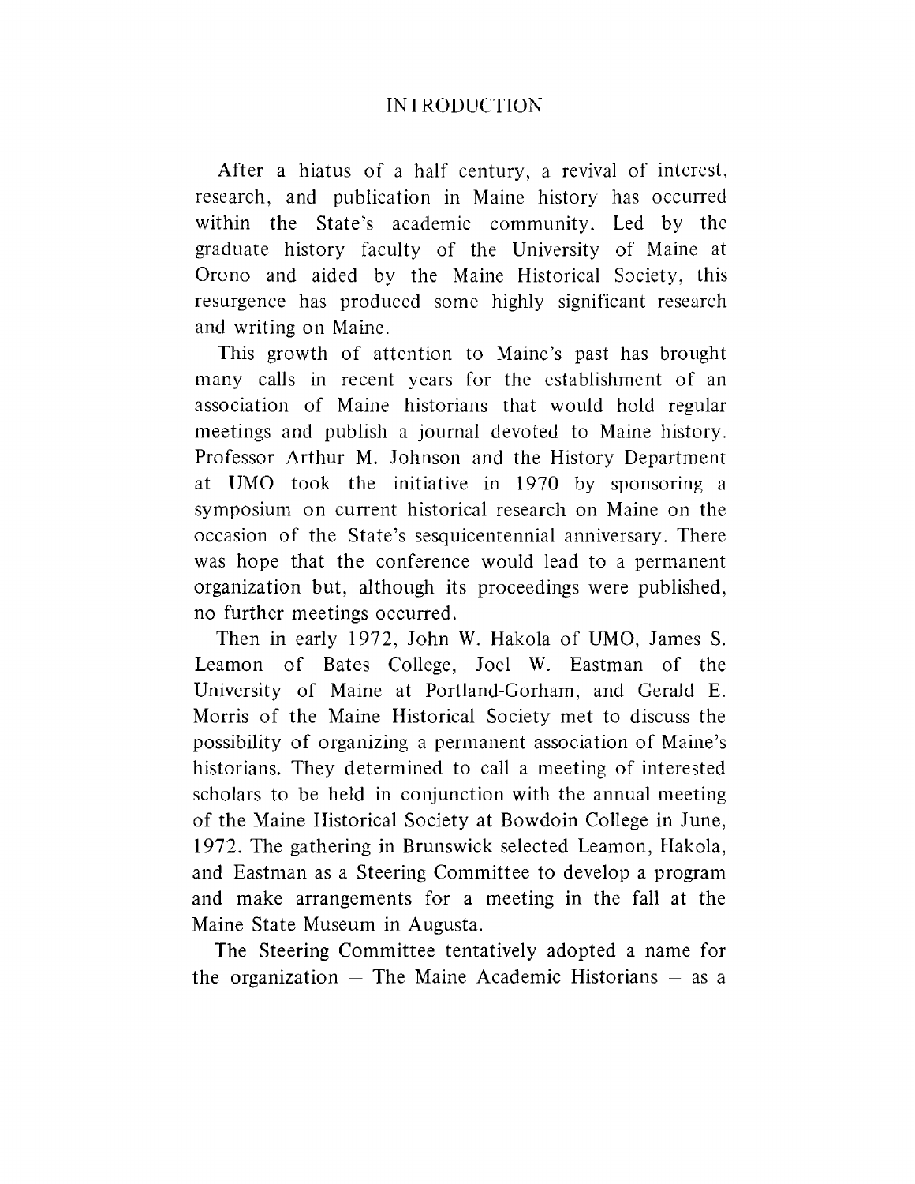# INTRODUCTION

After a hiatus of a half century, a revival of interest, research, and publication in Maine history has occurred within the State's academic community. Led by the graduate history faculty of the University of Maine at Orono and aided by the Maine Historical Society, this resurgence has produced some highly significant research and writing on Maine.

This growth of attention to Maine's past has brought many calls in recent years for the establishment of an association of Maine historians that would hold regular meetings and publish a journal devoted to Maine history. Professor Arthur M. Johnson and the History Department at UMO took the initiative in 1970 by sponsoring a symposium on current historical research on Maine on the occasion of the State's sesquicentennial anniversary. There was hope that the conference would lead to a permanent organization but, although its proceedings were published, no further meetings occurred.

Then in early 1972, John W. Hakola of UMO, James S. Leamon of Bates College, Joel W. Eastman of the University of Maine at Portland-Gorham, and Gerald E. Morris of the Maine Historical Society met to discuss the possibility of organizing a permanent association of Maine's historians. They determined to call a meeting of interested scholars to be held in conjunction with the annual meeting of the Maine Historical Society at Bowdoin College in June, 1972. The gathering in Brunswick selected Leamon, Hakola, and Eastman as a Steering Committee to develop a program and make arrangements for a meeting in the fall at the Maine State Museum in Augusta.

The Steering Committee tentatively adopted a name for the organization – The Maine Academic Historians – as a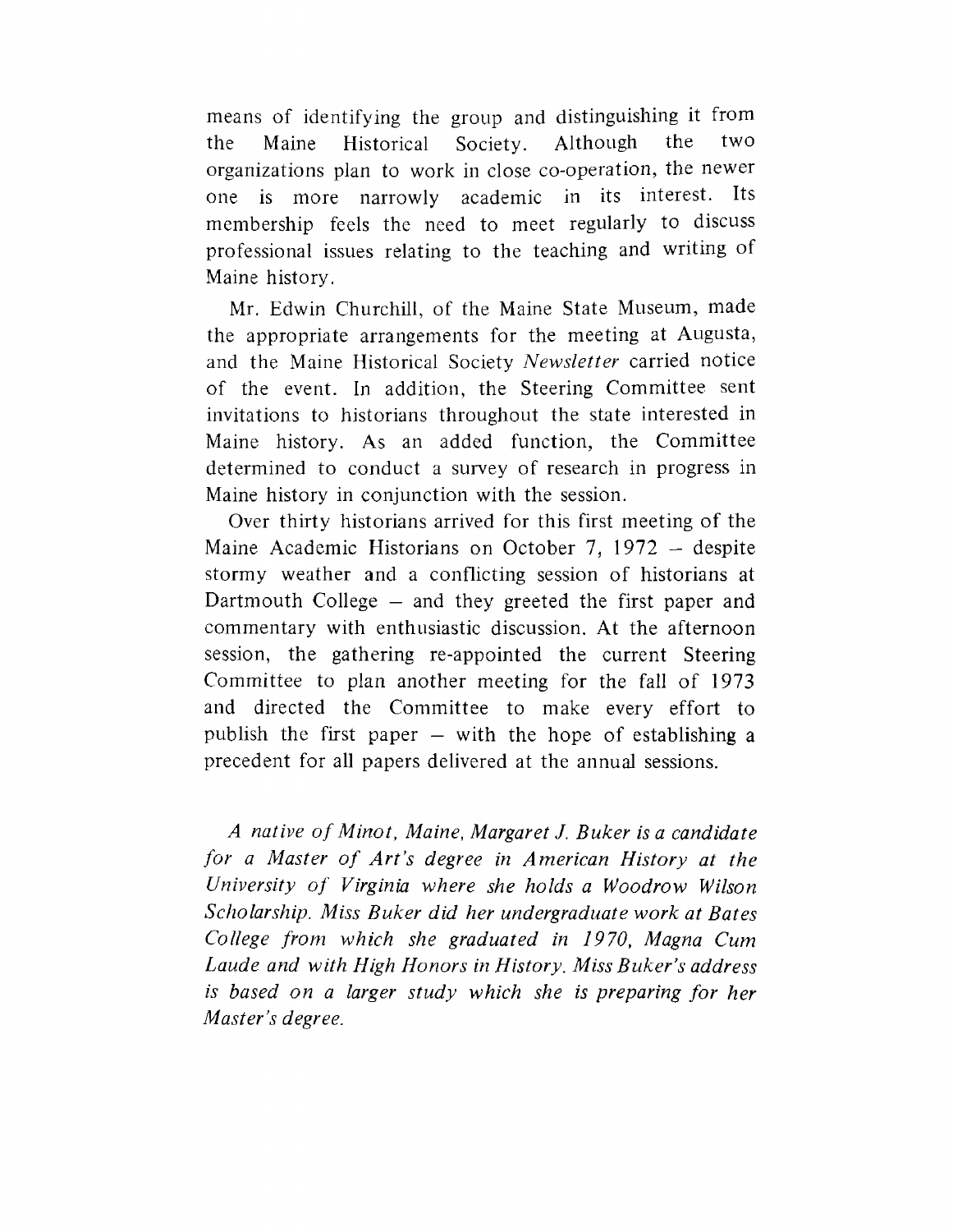means of identifying the group and distinguishing it from the Maine Historical Society. Although the two organizations plan to work in close co-operation, the newer one is more narrowly academic in its interest. Its membership feels the need to meet regularly to discuss professional issues relating to the teaching and writing of Maine history.

Mr. Edwin Churchill, of the Maine State Museum, made the appropriate arrangements for the meeting at Augusta, and the Maine Historical Society *Newsletter* carried notice of the event. In addition, the Steering Committee sent invitations to historians throughout the state interested in Maine history. As an added function, the Committee determined to conduct a survey of research in progress in Maine history in conjunction with the session.

Over thirty historians arrived for this first meeting of the Maine Academic Historians on October 7, 1972 – despite stormy weather and a conflicting session of historians at Dartmouth College – and they greeted the first paper and commentary with enthusiastic discussion. At the afternoon session, the gathering re-appointed the current Steering Committee to plan another meeting for the fall of 1973 and directed the Committee to make every effort to publish the first paper – with the hope of establishing a precedent for all papers delivered at the annual sessions.

*A native of Minot, Maine, Margaret J. Buker is a candidate for a Master of Art's degree in American History at the University of Virginia where she holds a Woodrow Wilson Scholarship. Miss Buker did her undergraduate work at Bates College from which she graduated in 1970, Magna Cum Laude and with High Honors in History. Miss Buker's address is based on a larger study which she is preparing for her Master's degree.*